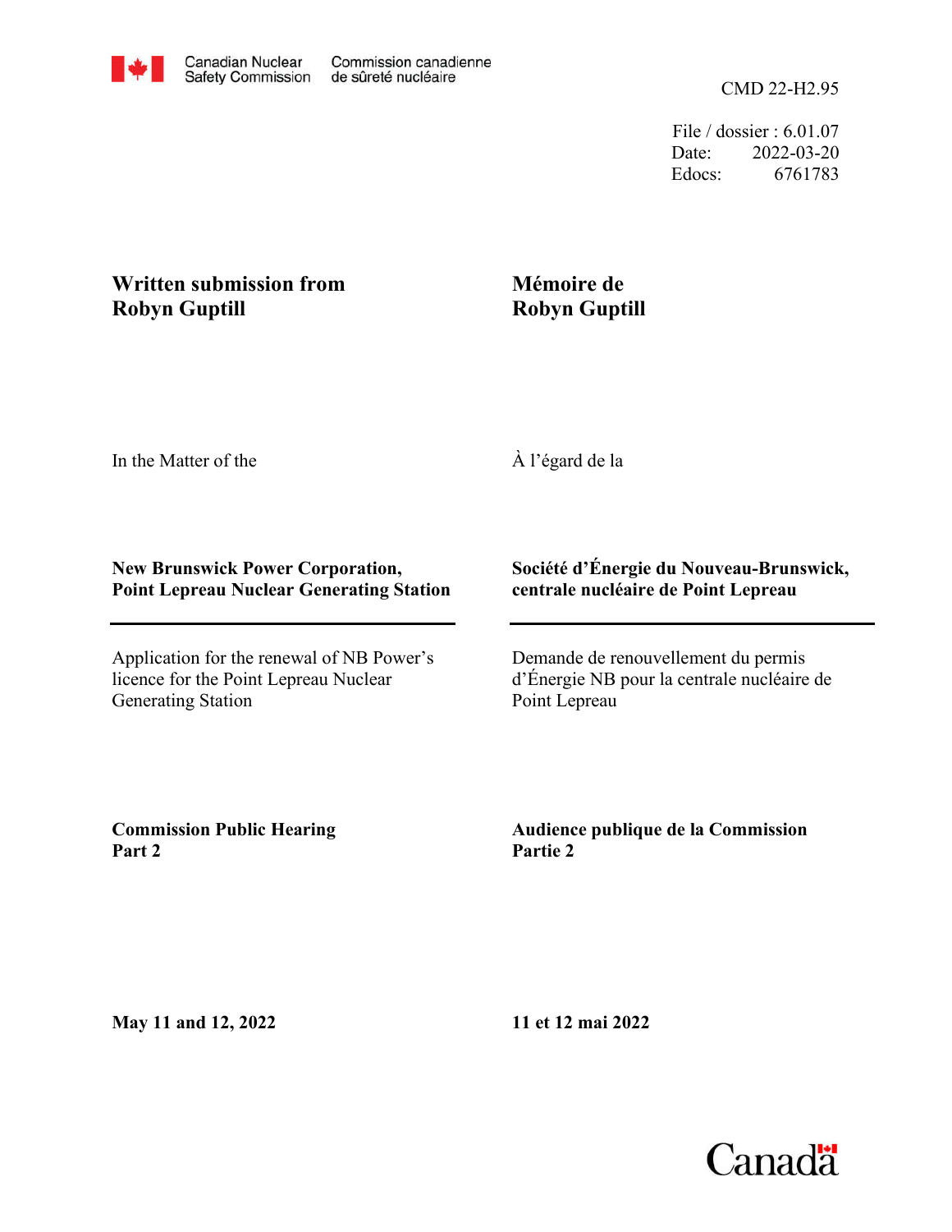Canadian Nuclear Safety Commission | Commission canadienne de sûreté nucléaire

CMD 22-H2.95

File / dossier : 6.01.07
Date: 2022-03-20
Edocs: 6761783

**Written submission from Robyn Guptill**

**Mémoire de Robyn Guptill**

In the Matter of the

À l'égard de la

**New Brunswick Power Corporation, Point Lepreau Nuclear Generating Station**

**Société d'Énergie du Nouveau-Brunswick, centrale nucléaire de Point Lepreau**

Application for the renewal of NB Power's licence for the Point Lepreau Nuclear Generating Station

Demande de renouvellement du permis d'Énergie NB pour la centrale nucléaire de Point Lepreau

**Commission Public Hearing Part 2**

**Audience publique de la Commission Partie 2**

**May 11 and 12, 2022**

**11 et 12 mai 2022**

Canada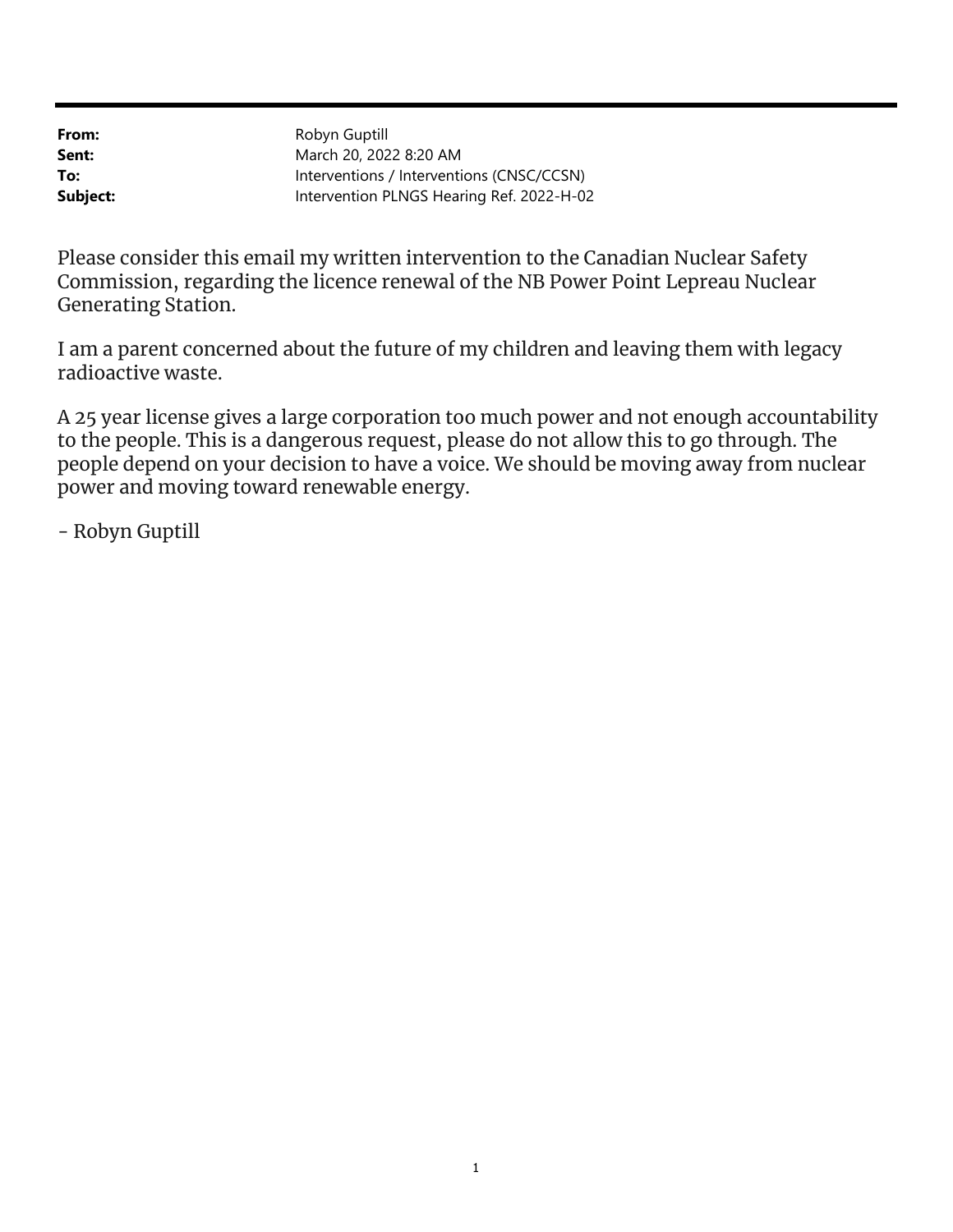| | |
|---|---|
| **From:** | Robyn Guptill |
| **Sent:** | March 20, 2022 8:20 AM |
| **To:** | Interventions / Interventions (CNSC/CCSN) |
| **Subject:** | Intervention PLNGS Hearing Ref. 2022-H-02 |

Please consider this email my written intervention to the Canadian Nuclear Safety Commission, regarding the licence renewal of the NB Power Point Lepreau Nuclear Generating Station.

I am a parent concerned about the future of my children and leaving them with legacy radioactive waste.

A 25 year license gives a large corporation too much power and not enough accountability to the people. This is a dangerous request, please do not allow this to go through. The people depend on your decision to have a voice. We should be moving away from nuclear power and moving toward renewable energy.

- Robyn Guptill